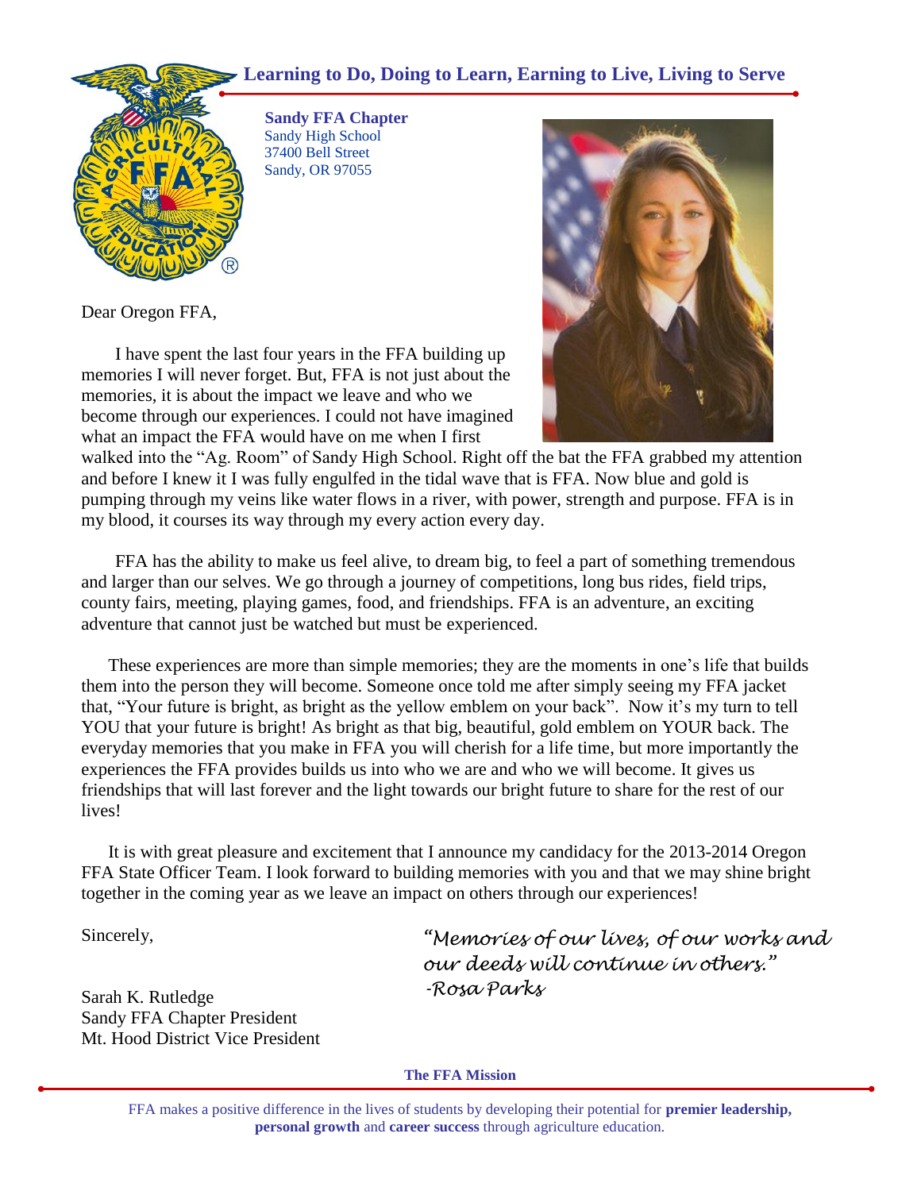**Learning to Do, Doing to Learn, Earning to Live, Living to Serve**

**Sandy FFA Chapter**
Sandy High School
37400 Bell Street
Sandy, OR 97055

Dear Oregon FFA,

I have spent the last four years in the FFA building up memories I will never forget. But, FFA is not just about the memories, it is about the impact we leave and who we become through our experiences. I could not have imagined what an impact the FFA would have on me when I first walked into the "Ag. Room" of Sandy High School. Right off the bat the FFA grabbed my attention and before I knew it I was fully engulfed in the tidal wave that is FFA. Now blue and gold is pumping through my veins like water flows in a river, with power, strength and purpose. FFA is in my blood, it courses its way through my every action every day.

FFA has the ability to make us feel alive, to dream big, to feel a part of something tremendous and larger than our selves. We go through a journey of competitions, long bus rides, field trips, county fairs, meeting, playing games, food, and friendships. FFA is an adventure, an exciting adventure that cannot just be watched but must be experienced.

These experiences are more than simple memories; they are the moments in one's life that builds them into the person they will become. Someone once told me after simply seeing my FFA jacket that, "Your future is bright, as bright as the yellow emblem on your back". Now it's my turn to tell YOU that your future is bright! As bright as that big, beautiful, gold emblem on YOUR back. The everyday memories that you make in FFA you will cherish for a life time, but more importantly the experiences the FFA provides builds us into who we are and who we will become. It gives us friendships that will last forever and the light towards our bright future to share for the rest of our lives!

It is with great pleasure and excitement that I announce my candidacy for the 2013-2014 Oregon FFA State Officer Team. I look forward to building memories with you and that we may shine bright together in the coming year as we leave an impact on others through our experiences!

Sincerely,

Sarah K. Rutledge
Sandy FFA Chapter President
Mt. Hood District Vice President

*"Memories of our lives, of our works and our deeds will continue in others."*
*-Rosa Parks*

**The FFA Mission**

FFA makes a positive difference in the lives of students by developing their potential for **premier leadership, personal growth** and **career success** through agriculture education.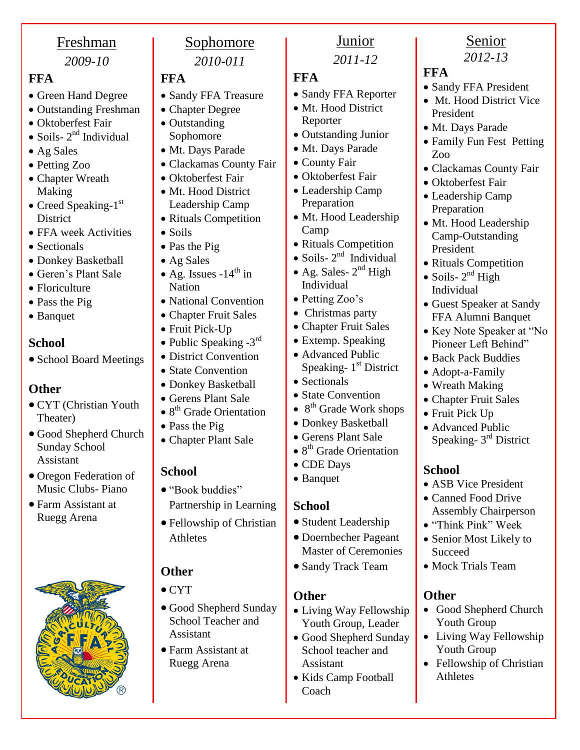## Freshman

*2009-10*

### FFA

- Green Hand Degree
- Outstanding Freshman
- Oktoberfest Fair
- Soils- 2nd Individual
- Ag Sales
- Petting Zoo
- Chapter Wreath Making
- Creed Speaking-1st District
- FFA week Activities
- Sectionals
- Donkey Basketball
- Geren's Plant Sale
- Floriculture
- Pass the Pig
- Banquet

### School

- School Board Meetings

### Other

- CYT (Christian Youth Theater)
- Good Shepherd Church Sunday School Assistant
- Oregon Federation of Music Clubs- Piano
- Farm Assistant at Ruegg Arena

## Sophomore

*2010-011*

### FFA

- Sandy FFA Treasure
- Chapter Degree
- Outstanding Sophomore
- Mt. Days Parade
- Clackamas County Fair
- Oktoberfest Fair
- Mt. Hood District Leadership Camp
- Rituals Competition
- Soils
- Pas the Pig
- Ag Sales
- Ag. Issues -14th in Nation
- National Convention
- Chapter Fruit Sales
- Fruit Pick-Up
- Public Speaking -3rd
- District Convention
- State Convention
- Donkey Basketball
- Gerens Plant Sale
- 8th Grade Orientation
- Pass the Pig
- Chapter Plant Sale

### School

- "Book buddies" Partnership in Learning
- Fellowship of Christian Athletes

### Other

- CYT
- Good Shepherd Sunday School Teacher and Assistant
- Farm Assistant at Ruegg Arena

## Junior

*2011-12*

### FFA

- Sandy FFA Reporter
- Mt. Hood District Reporter
- Outstanding Junior
- Mt. Days Parade
- County Fair
- Oktoberfest Fair
- Leadership Camp Preparation
- Mt. Hood Leadership Camp
- Rituals Competition
- Soils- 2nd Individual
- Ag. Sales- 2nd High Individual
- Petting Zoo's
- Christmas party
- Chapter Fruit Sales
- Extemp. Speaking
- Advanced Public Speaking- 1st District
- Sectionals
- State Convention
- 8th Grade Work shops
- Donkey Basketball
- Gerens Plant Sale
- 8th Grade Orientation
- CDE Days
- Banquet

### School

- Student Leadership
- Doernbecher Pageant Master of Ceremonies
- Sandy Track Team

### Other

- Living Way Fellowship Youth Group, Leader
- Good Shepherd Sunday School teacher and Assistant
- Kids Camp Football Coach

## Senior

*2012-13*

### FFA

- Sandy FFA President
- Mt. Hood District Vice President
- Mt. Days Parade
- Family Fun Fest Petting Zoo
- Clackamas County Fair
- Oktoberfest Fair
- Leadership Camp Preparation
- Mt. Hood Leadership Camp-Outstanding President
- Rituals Competition
- Soils- 2nd High Individual
- Guest Speaker at Sandy FFA Alumni Banquet
- Key Note Speaker at "No Pioneer Left Behind"
- Back Pack Buddies
- Adopt-a-Family
- Wreath Making
- Chapter Fruit Sales
- Fruit Pick Up
- Advanced Public Speaking- 3rd District

### School

- ASB Vice President
- Canned Food Drive Assembly Chairperson
- "Think Pink" Week
- Senior Most Likely to Succeed
- Mock Trials Team

### Other

- Good Shepherd Church Youth Group
- Living Way Fellowship Youth Group
- Fellowship of Christian Athletes